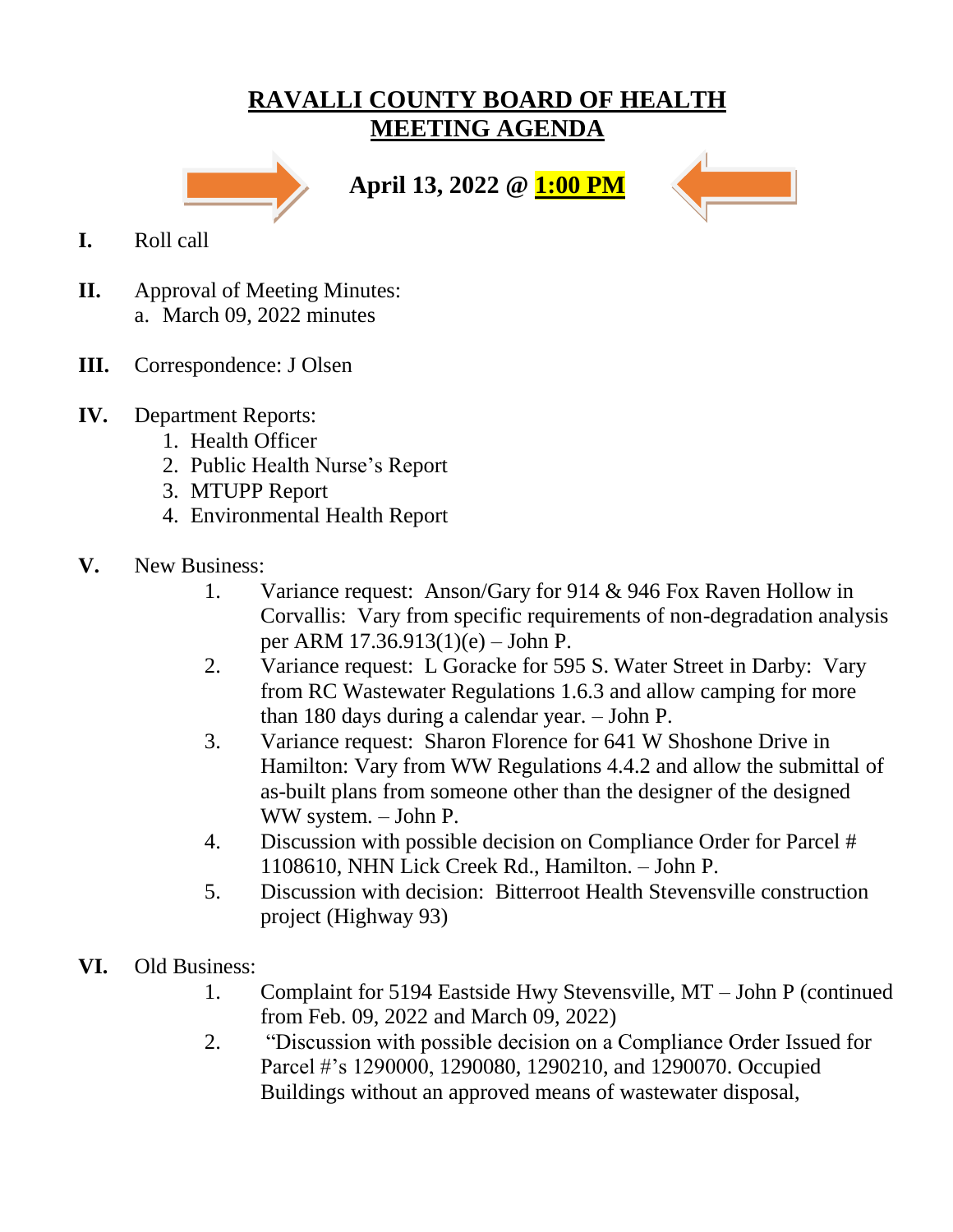# RAVALLI COUNTY BOARD OF HEALTH MEETING AGENDA

**April 13, 2022 @ 1:00 PM**

**I.** Roll call

**II.** Approval of Meeting Minutes:
   a. March 09, 2022 minutes

**III.** Correspondence: J Olsen

**IV.** Department Reports:
   1. Health Officer
   2. Public Health Nurse's Report
   3. MTUPP Report
   4. Environmental Health Report

**V.** New Business:
   1. Variance request: Anson/Gary for 914 & 946 Fox Raven Hollow in Corvallis: Vary from specific requirements of non-degradation analysis per ARM 17.36.913(1)(e) – John P.
   2. Variance request: L Goracke for 595 S. Water Street in Darby: Vary from RC Wastewater Regulations 1.6.3 and allow camping for more than 180 days during a calendar year. – John P.
   3. Variance request: Sharon Florence for 641 W Shoshone Drive in Hamilton: Vary from WW Regulations 4.4.2 and allow the submittal of as-built plans from someone other than the designer of the designed WW system. – John P.
   4. Discussion with possible decision on Compliance Order for Parcel # 1108610, NHN Lick Creek Rd., Hamilton. – John P.
   5. Discussion with decision: Bitterroot Health Stevensville construction project (Highway 93)

**VI.** Old Business:
   1. Complaint for 5194 Eastside Hwy Stevensville, MT – John P (continued from Feb. 09, 2022 and March 09, 2022)
   2. "Discussion with possible decision on a Compliance Order Issued for Parcel #'s 1290000, 1290080, 1290210, and 1290070. Occupied Buildings without an approved means of wastewater disposal,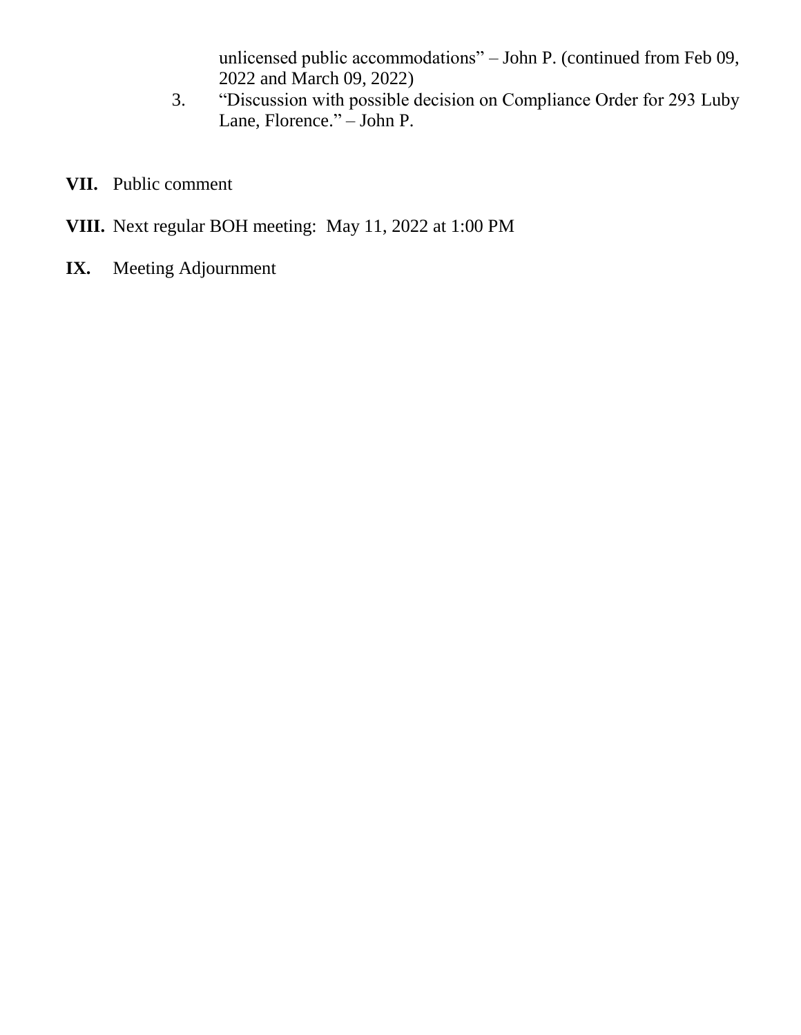unlicensed public accommodations" – John P. (continued from Feb 09, 2022 and March 09, 2022)

3. "Discussion with possible decision on Compliance Order for 293 Luby Lane, Florence." – John P.

**VII.** Public comment

**VIII.** Next regular BOH meeting: May 11, 2022 at 1:00 PM

**IX.** Meeting Adjournment